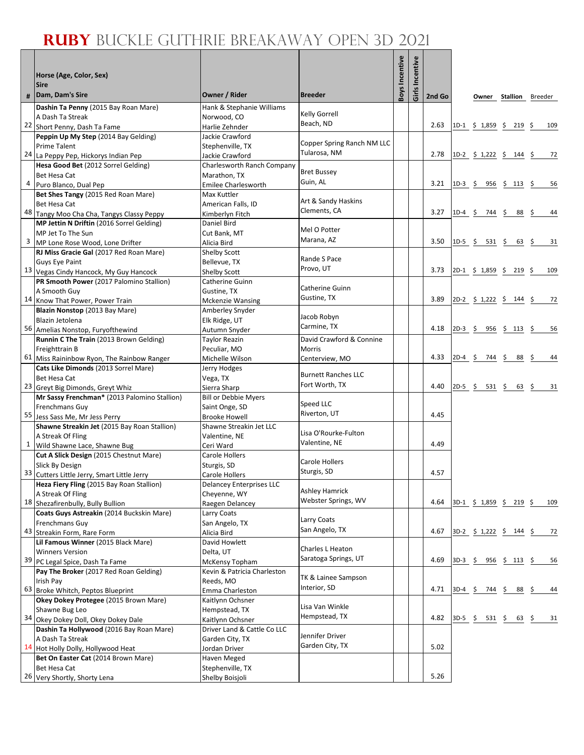# Ruby Buckle Guthrie Breakaway Open 3D 2021

| # | Horse (Age, Color, Sex)<br>Sire<br>Dam, Dam's Sire | Owner / Rider | Breeder | Boys Incentive | Girls Incentive | 2nd Go | | Owner | Stallion | Breeder |
|---|---|---|---|---|---|---|---|---|---|---|
| 22 | **Dashin Ta Penny** (2015 Bay Roan Mare)<br>A Dash Ta Streak<br>Short Penny, Dash Ta Fame | Hank & Stephanie Williams<br>Norwood, CO<br>Harlie Zehnder | Kelly Gorrell<br>Beach, ND | | | 2.63 | 1D-1 | $ 1,859 | $ 219 | $ 109 |
| 24 | **Peppin Up My Step** (2014 Bay Gelding)<br>Prime Talent<br>La Peppy Pep, Hickorys Indian Pep | Jackie Crawford<br>Stephenville, TX<br>Jackie Crawford | Copper Spring Ranch NM LLC<br>Tularosa, NM | | | 2.78 | 1D-2 | $ 1,222 | $ 144 | $ 72 |
| 4 | **Hesa Good Bet** (2012 Sorrel Gelding)<br>Bet Hesa Cat<br>Puro Blanco, Dual Pep | Charlesworth Ranch Company<br>Marathon, TX<br>Emilee Charlesworth | Bret Bussey<br>Guin, AL | | | 3.21 | 1D-3 | $ 956 | $ 113 | $ 56 |
| 48 | **Bet Shes Tangy** (2015 Red Roan Mare)<br>Bet Hesa Cat<br>Tangy Moo Cha Cha, Tangys Classy Peppy | Max Kuttler<br>American Falls, ID<br>Kimberlyn Fitch | Art & Sandy Haskins<br>Clements, CA | | | 3.27 | 1D-4 | $ 744 | $ 88 | $ 44 |
| 3 | **MP Jettin N Driftin** (2016 Sorrel Gelding)<br>MP Jet To The Sun<br>MP Lone Rose Wood, Lone Drifter | Daniel Bird<br>Cut Bank, MT<br>Alicia Bird | Mel O Potter<br>Marana, AZ | | | 3.50 | 1D-5 | $ 531 | $ 63 | $ 31 |
| 13 | **RJ Miss Gracie Gal** (2017 Red Roan Mare)<br>Guys Eye Paint<br>Vegas Cindy Hancock, My Guy Hancock | Shelby Scott<br>Bellevue, TX<br>Shelby Scott | Rande S Pace<br>Provo, UT | | | 3.73 | 2D-1 | $ 1,859 | $ 219 | $ 109 |
| 14 | **PR Smooth Power** (2017 Palomino Stallion)<br>A Smooth Guy<br>Know That Power, Power Train | Catherine Guinn<br>Gustine, TX<br>Mckenzie Wansing | Catherine Guinn<br>Gustine, TX | | | 3.89 | 2D-2 | $ 1,222 | $ 144 | $ 72 |
| 56 | **Blazin Nonstop** (2013 Bay Mare)<br>Blazin Jetolena<br>Amelias Nonstop, Furyofthewind | Amberley Snyder<br>Elk Ridge, UT<br>Autumn Snyder | Jacob Robyn<br>Carmine, TX | | | 4.18 | 2D-3 | $ 956 | $ 113 | $ 56 |
| 61 | **Runnin C The Train** (2013 Brown Gelding)<br>Freighttrain B<br>Miss Raininbow Ryon, The Rainbow Ranger | Taylor Reazin<br>Peculiar, MO<br>Michelle Wilson | David Crawford & Connine Morris<br>Centerview, MO | | | 4.33 | 2D-4 | $ 744 | $ 88 | $ 44 |
| 23 | **Cats Like Dimonds** (2013 Sorrel Mare)<br>Bet Hesa Cat<br>Greyt Big Dimonds, Greyt Whiz | Jerry Hodges<br>Vega, TX<br>Sierra Sharp | Burnett Ranches LLC<br>Fort Worth, TX | | | 4.40 | 2D-5 | $ 531 | $ 63 | $ 31 |
| 55 | **Mr Sassy Frenchman*** (2013 Palomino Stallion)<br>Frenchmans Guy<br>Jess Sass Me, Mr Jess Perry | Bill or Debbie Myers<br>Saint Onge, SD<br>Brooke Howell | Speed LLC<br>Riverton, UT | | | 4.45 | | | | |
| 1 | **Shawne Streakin Jet** (2015 Bay Roan Stallion)<br>A Streak Of Fling<br>Wild Shawne Lace, Shawne Bug | Shawne Streakin Jet LLC<br>Valentine, NE<br>Ceri Ward | Lisa O'Rourke-Fulton<br>Valentine, NE | | | 4.49 | | | | |
| 33 | **Cut A Slick Design** (2015 Chestnut Mare)<br>Slick By Design<br>Cutters Little Jerry, Smart Little Jerry | Carole Hollers<br>Sturgis, SD<br>Carole Hollers | Carole Hollers<br>Sturgis, SD | | | 4.57 | | | | |
| 18 | **Heza Fiery Fling** (2015 Bay Roan Stallion)<br>A Streak Of Fling<br>Shezafirenbully, Bully Bullion | Delancey Enterprises LLC<br>Cheyenne, WY<br>Raegen Delancey | Ashley Hamrick<br>Webster Springs, WV | | | 4.64 | 3D-1 | $ 1,859 | $ 219 | $ 109 |
| 43 | **Coats Guys Astreakin** (2014 Buckskin Mare)<br>Frenchmans Guy<br>Streakin Form, Rare Form | Larry Coats<br>San Angelo, TX<br>Alicia Bird | Larry Coats<br>San Angelo, TX | | | 4.67 | 3D-2 | $ 1,222 | $ 144 | $ 72 |
| 39 | **Lil Famous Winner** (2015 Black Mare)<br>Winners Version<br>PC Legal Spice, Dash Ta Fame | David Howlett<br>Delta, UT<br>McKensy Topham | Charles L Heaton<br>Saratoga Springs, UT | | | 4.69 | 3D-3 | $ 956 | $ 113 | $ 56 |
| 63 | **Pay The Broker** (2017 Red Roan Gelding)<br>Irish Pay<br>Broke Whitch, Peptos Blueprint | Kevin & Patricia Charleston<br>Reeds, MO<br>Emma Charleston | TK & Lainee Sampson<br>Interior, SD | | | 4.71 | 3D-4 | $ 744 | $ 88 | $ 44 |
| 34 | **Okey Dokey Protegee** (2015 Brown Mare)<br>Shawne Bug Leo<br>Okey Dokey Doll, Okey Dokey Dale | Kaitlynn Ochsner<br>Hempstead, TX<br>Kaitlynn Ochsner | Lisa Van Winkle<br>Hempstead, TX | | | 4.82 | 3D-5 | $ 531 | $ 63 | $ 31 |
| 14 | **Dashin Ta Hollywood** (2016 Bay Roan Mare)<br>A Dash Ta Streak<br>Hot Holly Dolly, Hollywood Heat | Driver Land & Cattle Co LLC<br>Garden City, TX<br>Jordan Driver | Jennifer Driver<br>Garden City, TX | | | 5.02 | | | | |
| 26 | **Bet On Easter Cat** (2014 Brown Mare)<br>Bet Hesa Cat<br>Very Shortly, Shorty Lena | Haven Meged<br>Stephenville, TX<br>Shelby Boisjoli | | | | 5.26 | | | | |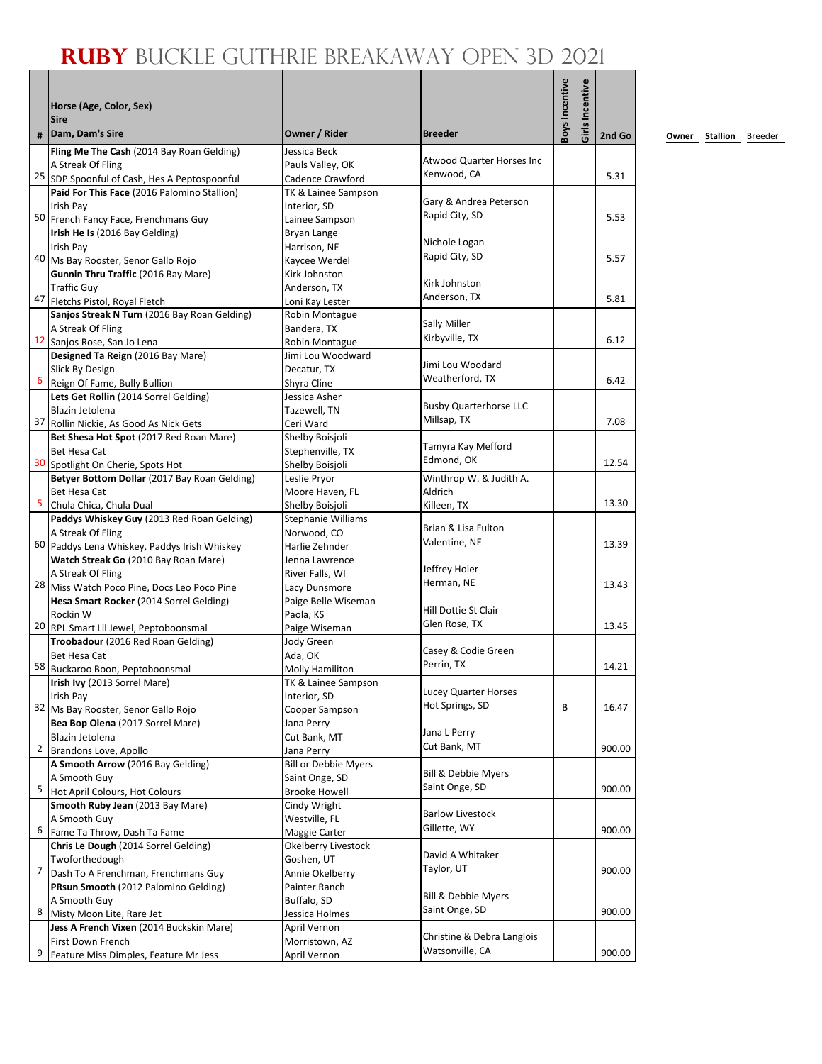# Ruby Buckle Guthrie Breakaway Open 3D 2021

| # | Horse (Age, Color, Sex)<br>Sire<br>Dam, Dam's Sire | Owner / Rider | Breeder | Boys Incentive | Girls Incentive | 2nd Go |
|---|---|---|---|---|---|---|
| 25 | **Fling Me The Cash** (2014 Bay Roan Gelding)<br>A Streak Of Fling<br>SDP Spoonful of Cash, Hes A Peptospoonful | Jessica Beck<br>Pauls Valley, OK<br>Cadence Crawford | Atwood Quarter Horses Inc<br>Kenwood, CA | | | 5.31 |
| 50 | **Paid For This Face** (2016 Palomino Stallion)<br>Irish Pay<br>French Fancy Face, Frenchmans Guy | TK & Lainee Sampson<br>Interior, SD<br>Lainee Sampson | Gary & Andrea Peterson<br>Rapid City, SD | | | 5.53 |
| 40 | **Irish He Is** (2016 Bay Gelding)<br>Irish Pay<br>Ms Bay Rooster, Senor Gallo Rojo | Bryan Lange<br>Harrison, NE<br>Kaycee Werdel | Nichole Logan<br>Rapid City, SD | | | 5.57 |
| 47 | **Gunnin Thru Traffic** (2016 Bay Mare)<br>Traffic Guy<br>Fletchs Pistol, Royal Fletch | Kirk Johnston<br>Anderson, TX<br>Loni Kay Lester | Kirk Johnston<br>Anderson, TX | | | 5.81 |
| 12 | **Sanjos Streak N Turn** (2016 Bay Roan Gelding)<br>A Streak Of Fling<br>Sanjos Rose, San Jo Lena | Robin Montague<br>Bandera, TX<br>Robin Montague | Sally Miller<br>Kirbyville, TX | | | 6.12 |
| 6 | **Designed Ta Reign** (2016 Bay Mare)<br>Slick By Design<br>Reign Of Fame, Bully Bullion | Jimi Lou Woodward<br>Decatur, TX<br>Shyra Cline | Jimi Lou Woodard<br>Weatherford, TX | | | 6.42 |
| 37 | **Lets Get Rollin** (2014 Sorrel Gelding)<br>Blazin Jetolena<br>Rollin Nickie, As Good As Nick Gets | Jessica Asher<br>Tazewell, TN<br>Ceri Ward | Busby Quarterhorse LLC<br>Millsap, TX | | | 7.08 |
| 30 | **Bet Shesa Hot Spot** (2017 Red Roan Mare)<br>Bet Hesa Cat<br>Spotlight On Cherie, Spots Hot | Shelby Boisjoli<br>Stephenville, TX<br>Shelby Boisjoli | Tamyra Kay Mefford<br>Edmond, OK | | | 12.54 |
| 5 | **Betyer Bottom Dollar** (2017 Bay Roan Gelding)<br>Bet Hesa Cat<br>Chula Chica, Chula Dual | Leslie Pryor<br>Moore Haven, FL<br>Shelby Boisjoli | Winthrop W. & Judith A. Aldrich<br>Killeen, TX | | | 13.30 |
| 60 | **Paddys Whiskey Guy** (2013 Red Roan Gelding)<br>A Streak Of Fling<br>Paddys Lena Whiskey, Paddys Irish Whiskey | Stephanie Williams<br>Norwood, CO<br>Harlie Zehnder | Brian & Lisa Fulton<br>Valentine, NE | | | 13.39 |
| 28 | **Watch Streak Go** (2010 Bay Roan Mare)<br>A Streak Of Fling<br>Miss Watch Poco Pine, Docs Leo Poco Pine | Jenna Lawrence<br>River Falls, WI<br>Lacy Dunsmore | Jeffrey Hoier<br>Herman, NE | | | 13.43 |
| 20 | **Hesa Smart Rocker** (2014 Sorrel Gelding)<br>Rockin W<br>RPL Smart Lil Jewel, Peptoboonsmal | Paige Belle Wiseman<br>Paola, KS<br>Paige Wiseman | Hill Dottie St Clair<br>Glen Rose, TX | | | 13.45 |
| 58 | **Troobadour** (2016 Red Roan Gelding)<br>Bet Hesa Cat<br>Buckaroo Boon, Peptoboonsmal | Jody Green<br>Ada, OK<br>Molly Hamiliton | Casey & Codie Green<br>Perrin, TX | | | 14.21 |
| 32 | **Irish Ivy** (2013 Sorrel Mare)<br>Irish Pay<br>Ms Bay Rooster, Senor Gallo Rojo | TK & Lainee Sampson<br>Interior, SD<br>Cooper Sampson | Lucey Quarter Horses<br>Hot Springs, SD | B | | 16.47 |
| 2 | **Bea Bop Olena** (2017 Sorrel Mare)<br>Blazin Jetolena<br>Brandons Love, Apollo | Jana Perry<br>Cut Bank, MT<br>Jana Perry | Jana L Perry<br>Cut Bank, MT | | | 900.00 |
| 5 | **A Smooth Arrow** (2016 Bay Gelding)<br>A Smooth Guy<br>Hot April Colours, Hot Colours | Bill or Debbie Myers<br>Saint Onge, SD<br>Brooke Howell | Bill & Debbie Myers<br>Saint Onge, SD | | | 900.00 |
| 6 | **Smooth Ruby Jean** (2013 Bay Mare)<br>A Smooth Guy<br>Fame Ta Throw, Dash Ta Fame | Cindy Wright<br>Westville, FL<br>Maggie Carter | Barlow Livestock<br>Gillette, WY | | | 900.00 |
| 7 | **Chris Le Dough** (2014 Sorrel Gelding)<br>Twoforthedough<br>Dash To A Frenchman, Frenchmans Guy | Okelberry Livestock<br>Goshen, UT<br>Annie Okelberry | David A Whitaker<br>Taylor, UT | | | 900.00 |
| 8 | **PRsun Smooth** (2012 Palomino Gelding)<br>A Smooth Guy<br>Misty Moon Lite, Rare Jet | Painter Ranch<br>Buffalo, SD<br>Jessica Holmes | Bill & Debbie Myers<br>Saint Onge, SD | | | 900.00 |
| 9 | **Jess A French Vixen** (2014 Buckskin Mare)<br>First Down French<br>Feature Miss Dimples, Feature Mr Jess | April Vernon<br>Morristown, AZ<br>April Vernon | Christine & Debra Langlois<br>Watsonville, CA | | | 900.00 |

Owner Stallion Breeder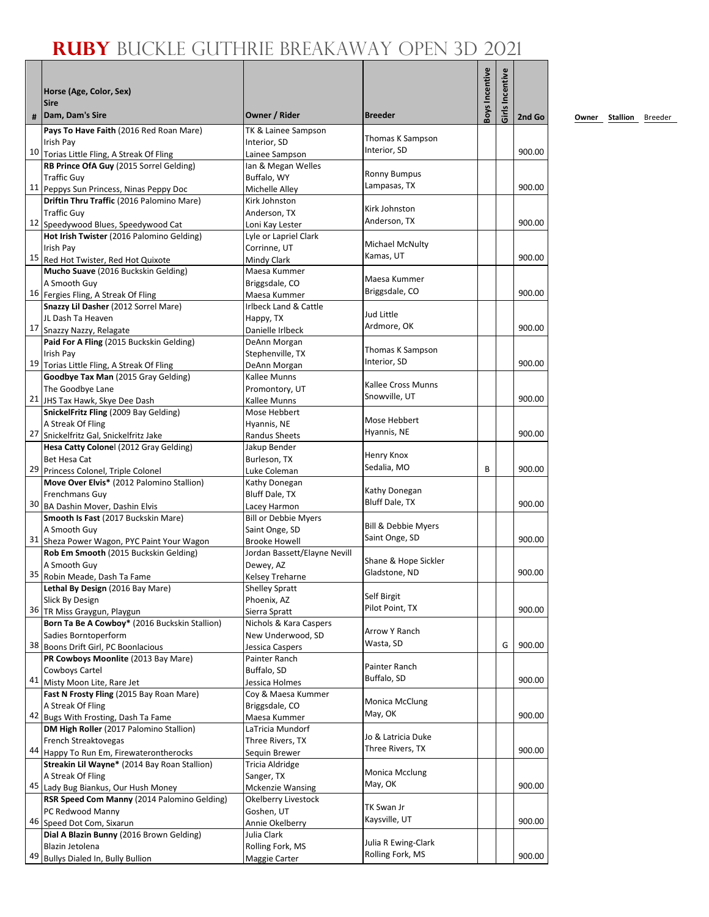# RUBY BUCKLE GUTHRIE BREAKAWAY OPEN 3D 2021

| # | Horse (Age, Color, Sex)<br>Sire<br>Dam, Dam's Sire | Owner / Rider | Breeder | Boys Incentive | Girls Incentive | 2nd Go |
|---|---|---|---|---|---|---|
| 10 | **Pays To Have Faith** (2016 Red Roan Mare)<br>Irish Pay<br>Torias Little Fling, A Streak Of Fling | TK & Lainee Sampson<br>Interior, SD<br>Lainee Sampson | Thomas K Sampson<br>Interior, SD | | | 900.00 |
| 11 | **RB Prince OfA Guy** (2015 Sorrel Gelding)<br>Traffic Guy<br>Peppys Sun Princess, Ninas Peppy Doc | Ian & Megan Welles<br>Buffalo, WY<br>Michelle Alley | Ronny Bumpus<br>Lampasas, TX | | | 900.00 |
| 12 | **Driftin Thru Traffic** (2016 Palomino Mare)<br>Traffic Guy<br>Speedywood Blues, Speedywood Cat | Kirk Johnston<br>Anderson, TX<br>Loni Kay Lester | Kirk Johnston<br>Anderson, TX | | | 900.00 |
| 15 | **Hot Irish Twister** (2016 Palomino Gelding)<br>Irish Pay<br>Red Hot Twister, Red Hot Quixote | Lyle or Lapriel Clark<br>Corrinne, UT<br>Mindy Clark | Michael McNulty<br>Kamas, UT | | | 900.00 |
| 16 | **Mucho Suave** (2016 Buckskin Gelding)<br>A Smooth Guy<br>Fergies Fling, A Streak Of Fling | Maesa Kummer<br>Briggsdale, CO<br>Maesa Kummer | Maesa Kummer<br>Briggsdale, CO | | | 900.00 |
| 17 | **Snazzy Lil Dasher** (2012 Sorrel Mare)<br>JL Dash Ta Heaven<br>Snazzy Nazzy, Relagate | Irlbeck Land & Cattle<br>Happy, TX<br>Danielle Irlbeck | Jud Little<br>Ardmore, OK | | | 900.00 |
| 19 | **Paid For A Fling** (2015 Buckskin Gelding)<br>Irish Pay<br>Torias Little Fling, A Streak Of Fling | DeAnn Morgan<br>Stephenville, TX<br>DeAnn Morgan | Thomas K Sampson<br>Interior, SD | | | 900.00 |
| 21 | **Goodbye Tax Man** (2015 Gray Gelding)<br>The Goodbye Lane<br>JHS Tax Hawk, Skye Dee Dash | Kallee Munns<br>Promontory, UT<br>Kallee Munns | Kallee Cross Munns<br>Snowville, UT | | | 900.00 |
| 27 | **SnickelFritz Fling** (2009 Bay Gelding)<br>A Streak Of Fling<br>Snickelfritz Gal, Snickelfritz Jake | Mose Hebbert<br>Hyannis, NE<br>Randus Sheets | Mose Hebbert<br>Hyannis, NE | | | 900.00 |
| 29 | **Hesa Catty Colonel** (2012 Gray Gelding)<br>Bet Hesa Cat<br>Princess Colonel, Triple Colonel | Jakup Bender<br>Burleson, TX<br>Luke Coleman | Henry Knox<br>Sedalia, MO | B | | 900.00 |
| 30 | **Move Over Elvis*** (2012 Palomino Stallion)<br>Frenchmans Guy<br>BA Dashin Mover, Dashin Elvis | Kathy Donegan<br>Bluff Dale, TX<br>Lacey Harmon | Kathy Donegan<br>Bluff Dale, TX | | | 900.00 |
| 31 | **Smooth Is Fast** (2017 Buckskin Mare)<br>A Smooth Guy<br>Sheza Power Wagon, PYC Paint Your Wagon | Bill or Debbie Myers<br>Saint Onge, SD<br>Brooke Howell | Bill & Debbie Myers<br>Saint Onge, SD | | | 900.00 |
| 35 | **Rob Em Smooth** (2015 Buckskin Gelding)<br>A Smooth Guy<br>Robin Meade, Dash Ta Fame | Jordan Bassett/Elayne Nevill<br>Dewey, AZ<br>Kelsey Treharne | Shane & Hope Sickler<br>Gladstone, ND | | | 900.00 |
| 36 | **Lethal By Design** (2016 Bay Mare)<br>Slick By Design<br>TR Miss Graygun, Playgun | Shelley Spratt<br>Phoenix, AZ<br>Sierra Spratt | Self Birgit<br>Pilot Point, TX | | | 900.00 |
| 38 | **Born Ta Be A Cowboy*** (2016 Buckskin Stallion)<br>Sadies Borntoperform<br>Boons Drift Girl, PC Boonlacious | Nichols & Kara Caspers<br>New Underwood, SD<br>Jessica Caspers | Arrow Y Ranch<br>Wasta, SD | | G | 900.00 |
| 41 | **PR Cowboys Moonlite** (2013 Bay Mare)<br>Cowboys Cartel<br>Misty Moon Lite, Rare Jet | Painter Ranch<br>Buffalo, SD<br>Jessica Holmes | Painter Ranch<br>Buffalo, SD | | | 900.00 |
| 42 | **Fast N Frosty Fling** (2015 Bay Roan Mare)<br>A Streak Of Fling<br>Bugs With Frosting, Dash Ta Fame | Coy & Maesa Kummer<br>Briggsdale, CO<br>Maesa Kummer | Monica McClung<br>May, OK | | | 900.00 |
| 44 | **DM High Roller** (2017 Palomino Stallion)<br>French Streaktovegas<br>Happy To Run Em, Firewaterontherocks | LaTricia Mundorf<br>Three Rivers, TX<br>Sequin Brewer | Jo & Latricia Duke<br>Three Rivers, TX | | | 900.00 |
| 45 | **Streakin Lil Wayne*** (2014 Bay Roan Stallion)<br>A Streak Of Fling<br>Lady Bug Biankus, Our Hush Money | Tricia Aldridge<br>Sanger, TX<br>Mckenzie Wansing | Monica Mcclung<br>May, OK | | | 900.00 |
| 46 | **RSR Speed Com Manny** (2014 Palomino Gelding)<br>PC Redwood Manny<br>Speed Dot Com, Sixarun | Okelberry Livestock<br>Goshen, UT<br>Annie Okelberry | TK Swan Jr<br>Kaysville, UT | | | 900.00 |
| 49 | **Dial A Blazin Bunny** (2016 Brown Gelding)<br>Blazin Jetolena<br>Bullys Dialed In, Bully Bullion | Julia Clark<br>Rolling Fork, MS<br>Maggie Carter | Julia R Ewing-Clark<br>Rolling Fork, MS | | | 900.00 |

Owner Stallion Breeder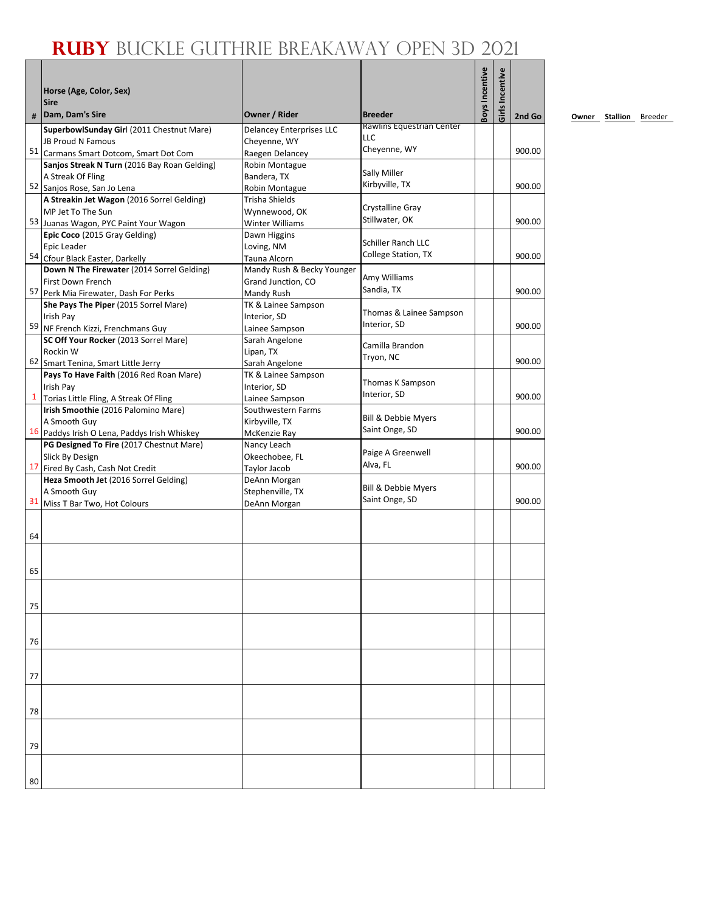# RUBY BUCKLE GUTHRIE BREAKAWAY OPEN 3D 2021

| # | Horse (Age, Color, Sex)<br>Sire<br>Dam, Dam's Sire | Owner / Rider | Breeder | Boys Incentive | Girls Incentive | 2nd Go |
|---|---|---|---|---|---|---|
| 51 | **SuperbowlSunday Girl** (2011 Chestnut Mare)<br>JB Proud N Famous<br>Carmans Smart Dotcom, Smart Dot Com | Delancey Enterprises LLC<br>Cheyenne, WY<br>Raegen Delancey | Rawlins Equestrian Center LLC<br>Cheyenne, WY | | | 900.00 |
| 52 | **Sanjos Streak N Turn** (2016 Bay Roan Gelding)<br>A Streak Of Fling<br>Sanjos Rose, San Jo Lena | Robin Montague<br>Bandera, TX<br>Robin Montague | Sally Miller<br>Kirbyville, TX | | | 900.00 |
| 53 | **A Streakin Jet Wagon** (2016 Sorrel Gelding)<br>MP Jet To The Sun<br>Juanas Wagon, PYC Paint Your Wagon | Trisha Shields<br>Wynnewood, OK<br>Winter Williams | Crystalline Gray<br>Stillwater, OK | | | 900.00 |
| 54 | **Epic Coco** (2015 Gray Gelding)<br>Epic Leader<br>Cfour Black Easter, Darkelly | Dawn Higgins<br>Loving, NM<br>Tauna Alcorn | Schiller Ranch LLC<br>College Station, TX | | | 900.00 |
| 57 | **Down N The Firewater** (2014 Sorrel Gelding)<br>First Down French<br>Perk Mia Firewater, Dash For Perks | Mandy Rush & Becky Younger<br>Grand Junction, CO<br>Mandy Rush | Amy Williams<br>Sandia, TX | | | 900.00 |
| 59 | **She Pays The Piper** (2015 Sorrel Mare)<br>Irish Pay<br>NF French Kizzi, Frenchmans Guy | TK & Lainee Sampson<br>Interior, SD<br>Lainee Sampson | Thomas & Lainee Sampson<br>Interior, SD | | | 900.00 |
| 62 | **SC Off Your Rocker** (2013 Sorrel Mare)<br>Rockin W<br>Smart Tenina, Smart Little Jerry | Sarah Angelone<br>Lipan, TX<br>Sarah Angelone | Camilla Brandon<br>Tryon, NC | | | 900.00 |
| 1 | **Pays To Have Faith** (2016 Red Roan Mare)<br>Irish Pay<br>Torias Little Fling, A Streak Of Fling | TK & Lainee Sampson<br>Interior, SD<br>Lainee Sampson | Thomas K Sampson<br>Interior, SD | | | 900.00 |
| 16 | **Irish Smoothie** (2016 Palomino Mare)<br>A Smooth Guy<br>Paddys Irish O Lena, Paddys Irish Whiskey | Southwestern Farms<br>Kirbyville, TX<br>McKenzie Ray | Bill & Debbie Myers<br>Saint Onge, SD | | | 900.00 |
| 17 | **PG Designed To Fire** (2017 Chestnut Mare)<br>Slick By Design<br>Fired By Cash, Cash Not Credit | Nancy Leach<br>Okeechobee, FL<br>Taylor Jacob | Paige A Greenwell<br>Alva, FL | | | 900.00 |
| 31 | **Heza Smooth Jet** (2016 Sorrel Gelding)<br>A Smooth Guy<br>Miss T Bar Two, Hot Colours | DeAnn Morgan<br>Stephenville, TX<br>DeAnn Morgan | Bill & Debbie Myers<br>Saint Onge, SD | | | 900.00 |
| 64 | | | | | | |
| 65 | | | | | | |
| 75 | | | | | | |
| 76 | | | | | | |
| 77 | | | | | | |
| 78 | | | | | | |
| 79 | | | | | | |
| 80 | | | | | | |

Owner Stallion Breeder